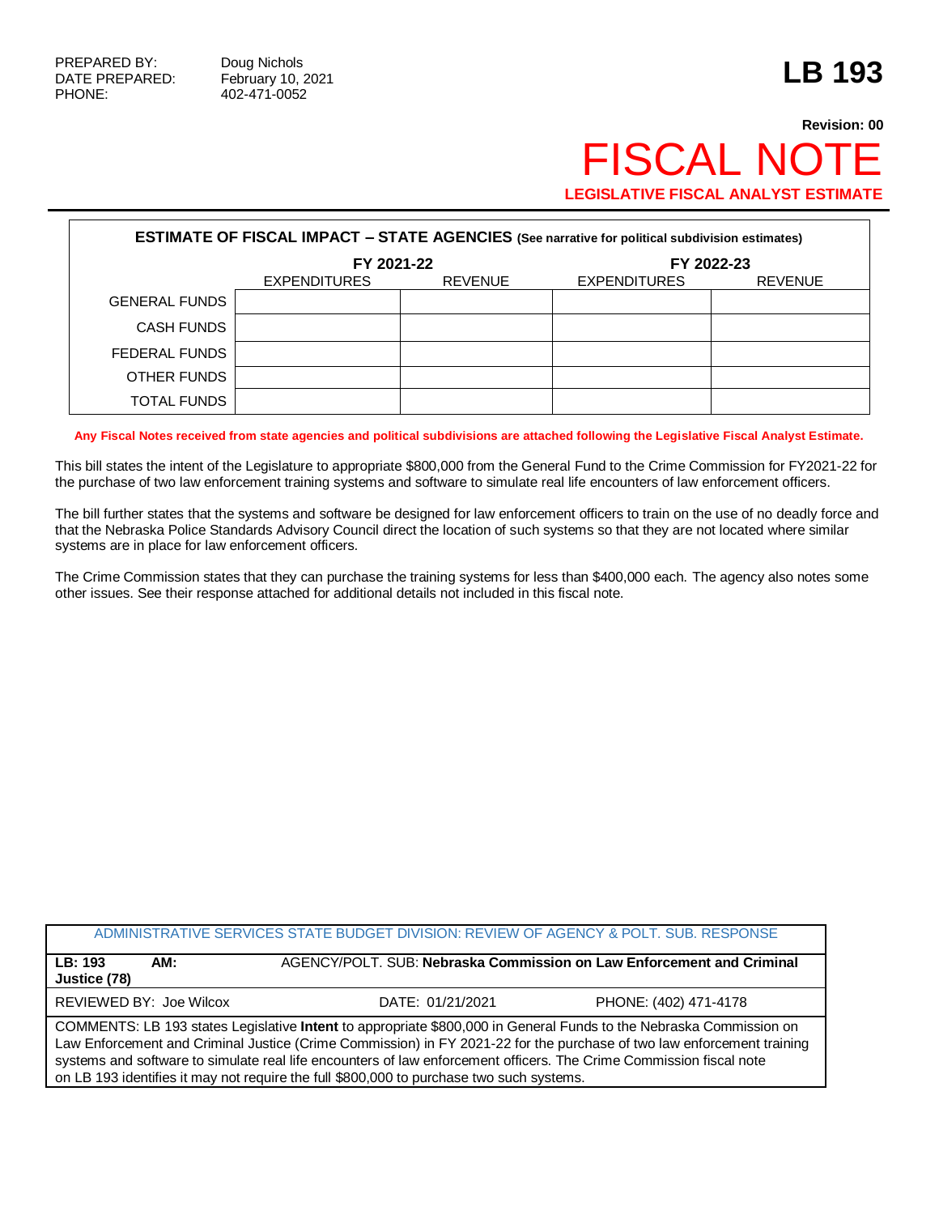PREPARED BY: Doug Nichols
DATE PREPARED: February 10, 2021
PHONE: 402-471-0052

# LB 193

**Revision: 00**

# FISCAL NOTE

**LEGISLATIVE FISCAL ANALYST ESTIMATE**

**ESTIMATE OF FISCAL IMPACT – STATE AGENCIES (See narrative for political subdivision estimates)**

| | FY 2021-22 | | FY 2022-23 | |
|---|---|---|---|---|
| | EXPENDITURES | REVENUE | EXPENDITURES | REVENUE |
| GENERAL FUNDS | | | | |
| CASH FUNDS | | | | |
| FEDERAL FUNDS | | | | |
| OTHER FUNDS | | | | |
| TOTAL FUNDS | | | | |

**Any Fiscal Notes received from state agencies and political subdivisions are attached following the Legislative Fiscal Analyst Estimate.**

This bill states the intent of the Legislature to appropriate $800,000 from the General Fund to the Crime Commission for FY2021-22 for the purchase of two law enforcement training systems and software to simulate real life encounters of law enforcement officers.

The bill further states that the systems and software be designed for law enforcement officers to train on the use of no deadly force and that the Nebraska Police Standards Advisory Council direct the location of such systems so that they are not located where similar systems are in place for law enforcement officers.

The Crime Commission states that they can purchase the training systems for less than $400,000 each. The agency also notes some other issues. See their response attached for additional details not included in this fiscal note.

| ADMINISTRATIVE SERVICES STATE BUDGET DIVISION: REVIEW OF AGENCY & POLT. SUB. RESPONSE | | |
|---|---|---|
| **LB: 193 AM:** | AGENCY/POLT. SUB: **Nebraska Commission on Law Enforcement and Criminal Justice (78)** | |
| REVIEWED BY: Joe Wilcox | DATE: 01/21/2021 | PHONE: (402) 471-4178 |
| COMMENTS: LB 193 states Legislative **Intent** to appropriate $800,000 in General Funds to the Nebraska Commission on Law Enforcement and Criminal Justice (Crime Commission) in FY 2021-22 for the purchase of two law enforcement training systems and software to simulate real life encounters of law enforcement officers. The Crime Commission fiscal note on LB 193 identifies it may not require the full $800,000 to purchase two such systems. | | |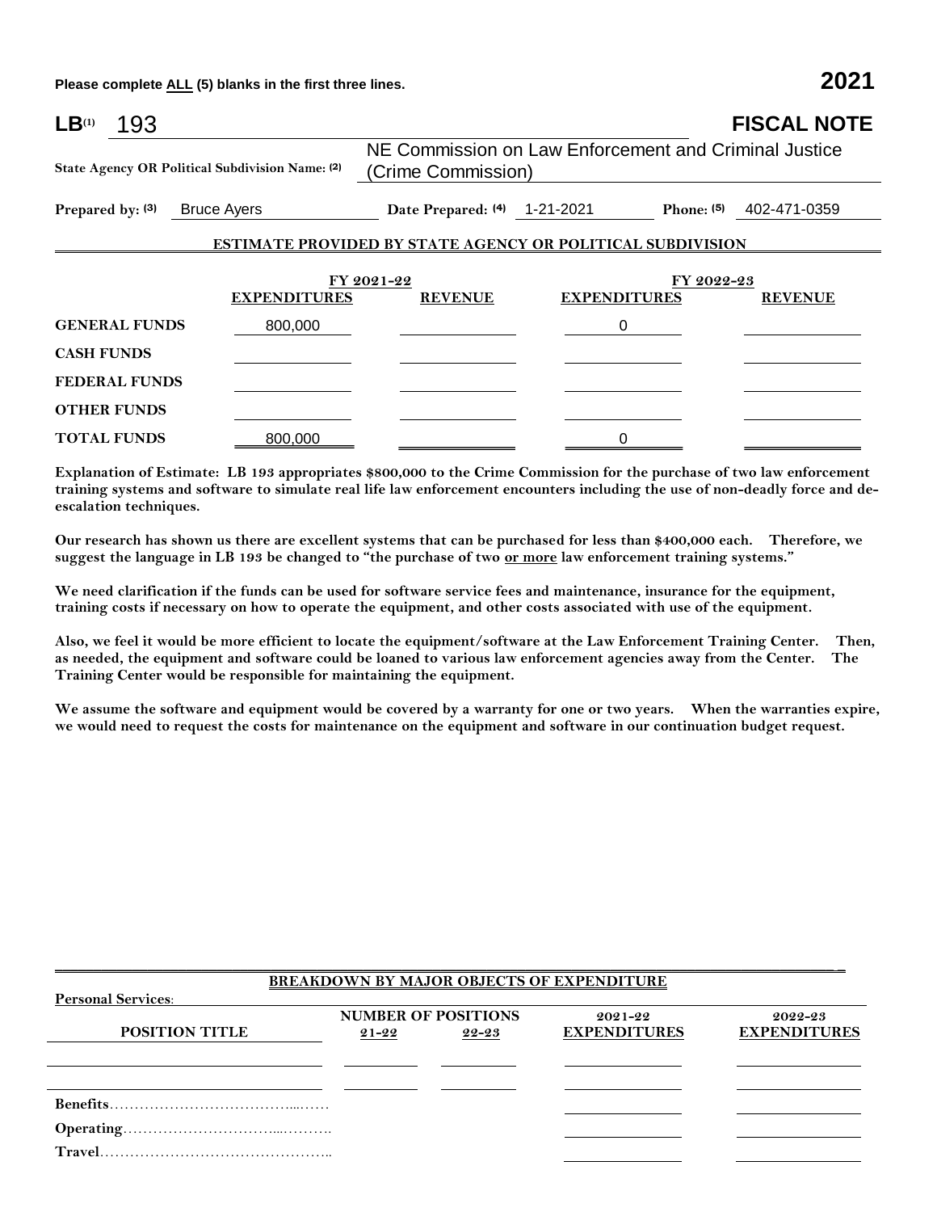Please complete ALL (5) blanks in the first three lines. **2021**

**LB**(1) 193 **FISCAL NOTE**

**State Agency OR Political Subdivision Name:** (2) NE Commission on Law Enforcement and Criminal Justice (Crime Commission)

**Prepared by:** (3) Bruce Ayers **Date Prepared:** (4) 1-21-2021 **Phone:** (5) 402-471-0359

**ESTIMATE PROVIDED BY STATE AGENCY OR POLITICAL SUBDIVISION**

| | FY 2021-22 | | FY 2022-23 | |
|---|---|---|---|---|
| | **EXPENDITURES** | **REVENUE** | **EXPENDITURES** | **REVENUE** |
| **GENERAL FUNDS** | 800,000 | | 0 | |
| **CASH FUNDS** | | | | |
| **FEDERAL FUNDS** | | | | |
| **OTHER FUNDS** | | | | |
| **TOTAL FUNDS** | 800,000 | | 0 | |

**Explanation of Estimate: LB 193 appropriates $800,000 to the Crime Commission for the purchase of two law enforcement training systems and software to simulate real life law enforcement encounters including the use of non-deadly force and de-escalation techniques.**

**Our research has shown us there are excellent systems that can be purchased for less than $400,000 each. Therefore, we suggest the language in LB 193 be changed to "the purchase of two or more law enforcement training systems."**

**We need clarification if the funds can be used for software service fees and maintenance, insurance for the equipment, training costs if necessary on how to operate the equipment, and other costs associated with use of the equipment.**

**Also, we feel it would be more efficient to locate the equipment/software at the Law Enforcement Training Center. Then, as needed, the equipment and software could be loaned to various law enforcement agencies away from the Center. The Training Center would be responsible for maintaining the equipment.**

**We assume the software and equipment would be covered by a warranty for one or two years. When the warranties expire, we would need to request the costs for maintenance on the equipment and software in our continuation budget request.**

**BREAKDOWN BY MAJOR OBJECTS OF EXPENDITURE**

**Personal Services:**

| POSITION TITLE | NUMBER OF POSITIONS 21-22 | NUMBER OF POSITIONS 22-23 | 2021-22 EXPENDITURES | 2022-23 EXPENDITURES |
|---|---|---|---|---|
| | | | | |
| | | | | |
| **Benefits** | | | | |
| **Operating** | | | | |
| **Travel** | | | | |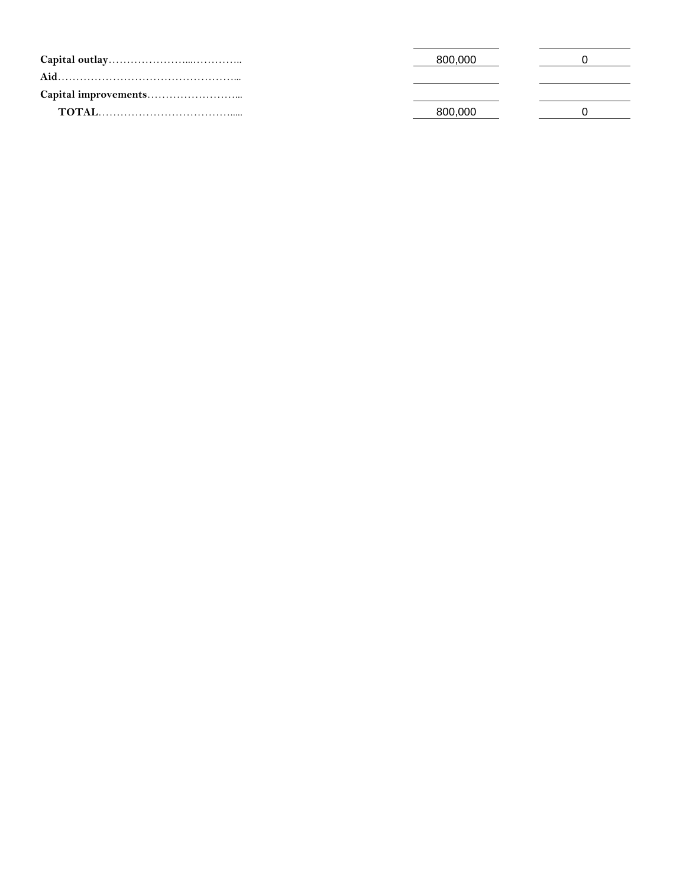| | | |
|---|---|---|
| **Capital outlay** | 800,000 | 0 |
| **Aid** | | |
| **Capital improvements** | | |
| **TOTAL** | 800,000 | 0 |